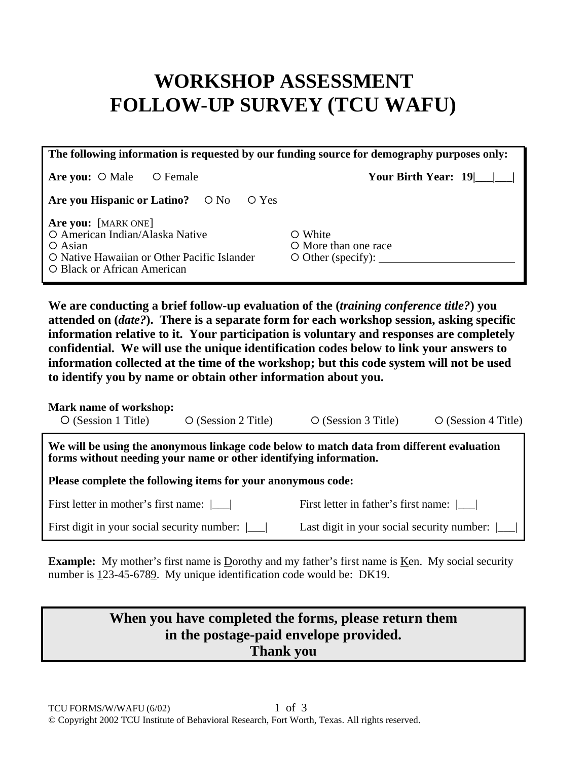# WORKSHOP ASSESSMENT FOLLOW-UP SURVEY (TCU WAFU)

**The following information is requested by our funding source for demography purposes only:**

**Are you:** ○ Male ○ Female

**Your Birth Year: 19|___|___|**

**Are you Hispanic or Latino?** ○ No ○ Yes

**Are you:** [MARK ONE]

○ American Indian/Alaska Native
○ Asian
○ Native Hawaiian or Other Pacific Islander
○ Black or African American
○ White
○ More than one race
○ Other (specify): ______________________

**We are conducting a brief follow-up evaluation of the (*training conference title?*) you attended on (*date?*). There is a separate form for each workshop session, asking specific information relative to it. Your participation is voluntary and responses are completely confidential. We will use the unique identification codes below to link your answers to information collected at the time of the workshop; but this code system will not be used to identify you by name or obtain other information about you.**

**Mark name of workshop:**

○ (Session 1 Title) ○ (Session 2 Title) ○ (Session 3 Title) ○ (Session 4 Title)

**We will be using the anonymous linkage code below to match data from different evaluation forms without needing your name or other identifying information.**

**Please complete the following items for your anonymous code:**

First letter in mother's first name: |___|

First letter in father's first name: |___|

First digit in your social security number: |___|

Last digit in your social security number: |___|

**Example:** My mother's first name is Dorothy and my father's first name is Ken. My social security number is 123-45-6789. My unique identification code would be: DK19.

**When you have completed the forms, please return them in the postage-paid envelope provided.**
**Thank you**

TCU FORMS/W/WAFU (6/02)
© Copyright 2002 TCU Institute of Behavioral Research, Fort Worth, Texas. All rights reserved.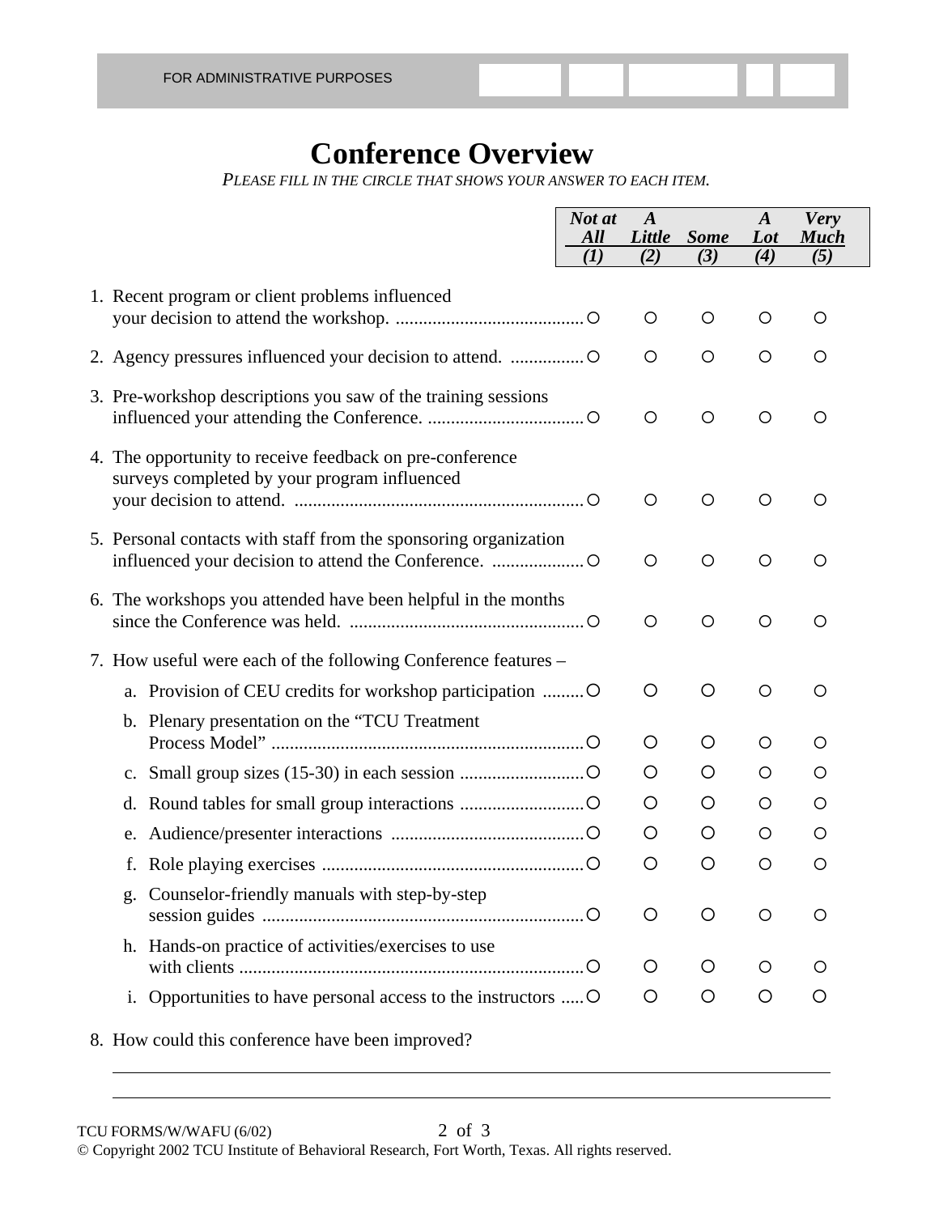FOR ADMINISTRATIVE PURPOSES

# Conference Overview

*PLEASE FILL IN THE CIRCLE THAT SHOWS YOUR ANSWER TO EACH ITEM.*

| | *Not at All (1)* | *A Little (2)* | *Some (3)* | *A Lot (4)* | *Very Much (5)* |
|---|---|---|---|---|---|
| 1. Recent program or client problems influenced your decision to attend the workshop. | ○ | ○ | ○ | ○ | ○ |
| 2. Agency pressures influenced your decision to attend. | ○ | ○ | ○ | ○ | ○ |
| 3. Pre-workshop descriptions you saw of the training sessions influenced your attending the Conference. | ○ | ○ | ○ | ○ | ○ |
| 4. The opportunity to receive feedback on pre-conference surveys completed by your program influenced your decision to attend. | ○ | ○ | ○ | ○ | ○ |
| 5. Personal contacts with staff from the sponsoring organization influenced your decision to attend the Conference. | ○ | ○ | ○ | ○ | ○ |
| 6. The workshops you attended have been helpful in the months since the Conference was held. | ○ | ○ | ○ | ○ | ○ |
| 7. How useful were each of the following Conference features – | | | | | |
| a. Provision of CEU credits for workshop participation | ○ | ○ | ○ | ○ | ○ |
| b. Plenary presentation on the "TCU Treatment Process Model" | ○ | ○ | ○ | ○ | ○ |
| c. Small group sizes (15-30) in each session | ○ | ○ | ○ | ○ | ○ |
| d. Round tables for small group interactions | ○ | ○ | ○ | ○ | ○ |
| e. Audience/presenter interactions | ○ | ○ | ○ | ○ | ○ |
| f. Role playing exercises | ○ | ○ | ○ | ○ | ○ |
| g. Counselor-friendly manuals with step-by-step session guides | ○ | ○ | ○ | ○ | ○ |
| h. Hands-on practice of activities/exercises to use with clients | ○ | ○ | ○ | ○ | ○ |
| i. Opportunities to have personal access to the instructors | ○ | ○ | ○ | ○ | ○ |

8. How could this conference have been improved?

\_\_\_\_\_\_\_\_\_\_\_\_\_\_\_\_\_\_\_\_\_\_\_\_\_\_\_\_\_\_\_\_\_\_\_\_\_\_\_\_\_\_\_\_\_\_\_\_\_\_\_\_\_\_\_\_\_\_\_\_

\_\_\_\_\_\_\_\_\_\_\_\_\_\_\_\_\_\_\_\_\_\_\_\_\_\_\_\_\_\_\_\_\_\_\_\_\_\_\_\_\_\_\_\_\_\_\_\_\_\_\_\_\_\_\_\_\_\_\_\_

TCU FORMS/W/WAFU (6/02)

© Copyright 2002 TCU Institute of Behavioral Research, Fort Worth, Texas. All rights reserved.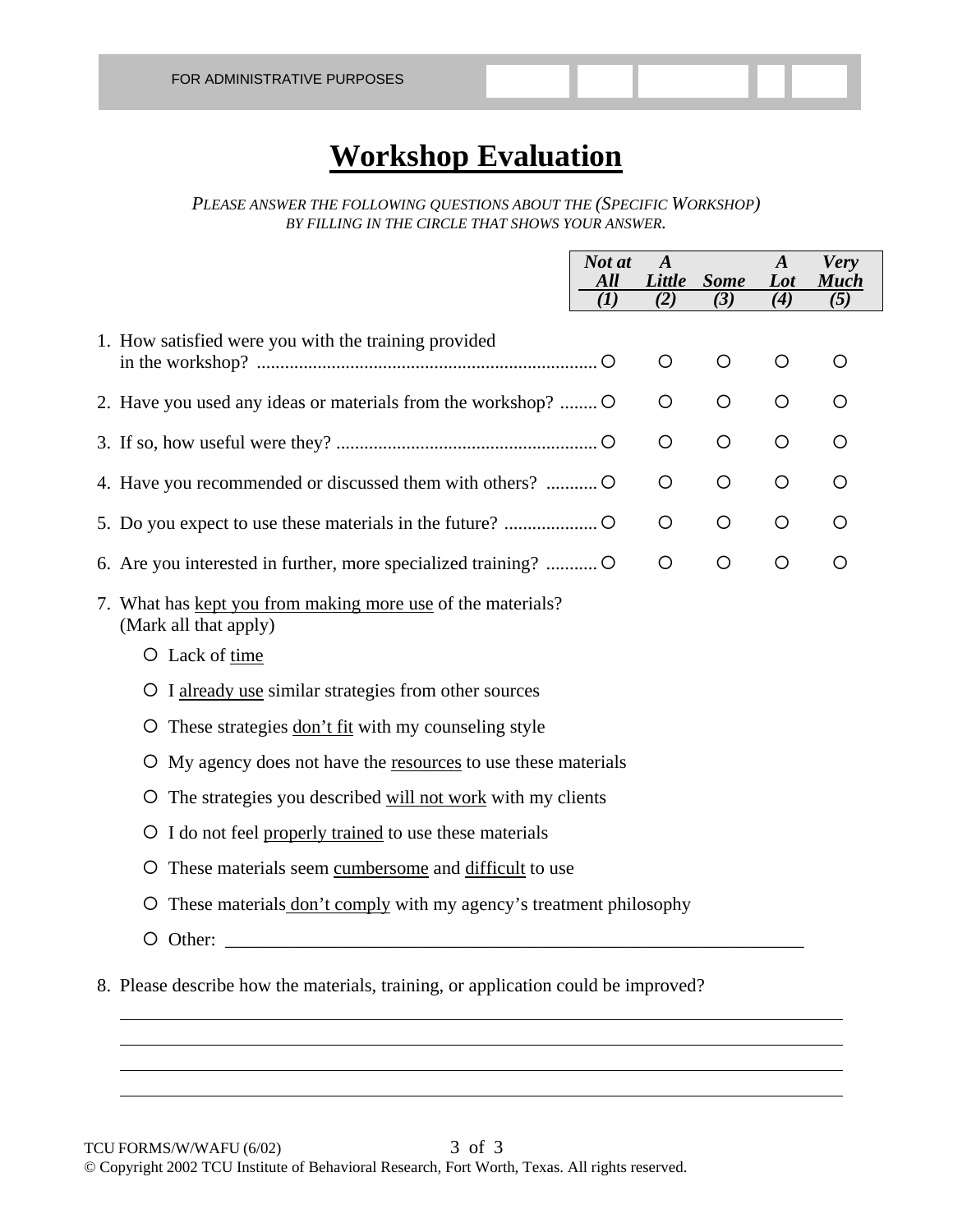FOR ADMINISTRATIVE PURPOSES

# Workshop Evaluation

*PLEASE ANSWER THE FOLLOWING QUESTIONS ABOUT THE (SPECIFIC WORKSHOP) BY FILLING IN THE CIRCLE THAT SHOWS YOUR ANSWER.*

| | *Not at All (1)* | *A Little (2)* | *Some (3)* | *A Lot (4)* | *Very Much (5)* |
|---|---|---|---|---|---|
| 1. How satisfied were you with the training provided in the workshop? | ○ | ○ | ○ | ○ | ○ |
| 2. Have you used any ideas or materials from the workshop? | ○ | ○ | ○ | ○ | ○ |
| 3. If so, how useful were they? | ○ | ○ | ○ | ○ | ○ |
| 4. Have you recommended or discussed them with others? | ○ | ○ | ○ | ○ | ○ |
| 5. Do you expect to use these materials in the future? | ○ | ○ | ○ | ○ | ○ |
| 6. Are you interested in further, more specialized training? | ○ | ○ | ○ | ○ | ○ |

7. What has kept you from making more use of the materials? (Mark all that apply)

   - ○ Lack of time
   - ○ I already use similar strategies from other sources
   - ○ These strategies don't fit with my counseling style
   - ○ My agency does not have the resources to use these materials
   - ○ The strategies you described will not work with my clients
   - ○ I do not feel properly trained to use these materials
   - ○ These materials seem cumbersome and difficult to use
   - ○ These materials don't comply with my agency's treatment philosophy
   - ○ Other: ________________________________________________

8. Please describe how the materials, training, or application could be improved?

________________________________________________________________________

________________________________________________________________________

________________________________________________________________________

________________________________________________________________________

TCU FORMS/W/WAFU (6/02)

© Copyright 2002 TCU Institute of Behavioral Research, Fort Worth, Texas. All rights reserved.